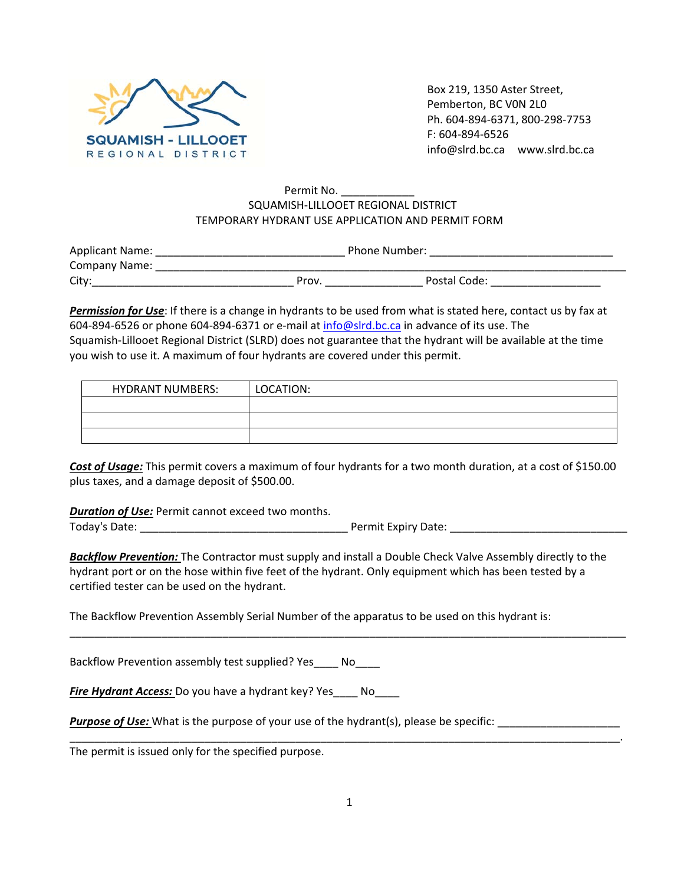SQUAMISH - LILLOOET
REGIONAL DISTRICT

Box 219, 1350 Aster Street,
Pemberton, BC V0N 2L0
Ph. 604-894-6371, 800-298-7753
F: 604-894-6526
info@slrd.bc.ca www.slrd.bc.ca

Permit No. ____________

SQUAMISH-LILLOOET REGIONAL DISTRICT
TEMPORARY HYDRANT USE APPLICATION AND PERMIT FORM

Applicant Name: ______________________________ Phone Number: ______________________________
Company Name: ______________________________________________________________________________
City:________________________________ Prov. _______________ Postal Code: _________________

***Permission for Use***: If there is a change in hydrants to be used from what is stated here, contact us by fax at 604-894-6526 or phone 604-894-6371 or e-mail at info@slrd.bc.ca in advance of its use. The Squamish-Lillooet Regional District (SLRD) does not guarantee that the hydrant will be available at the time you wish to use it. A maximum of four hydrants are covered under this permit.

| HYDRANT NUMBERS: | LOCATION: |
|---|---|
| | |
| | |
| | |

***Cost of Usage:*** This permit covers a maximum of four hydrants for a two month duration, at a cost of $150.00 plus taxes, and a damage deposit of $500.00.

***Duration of Use:*** Permit cannot exceed two months.
Today's Date: _________________________________ Permit Expiry Date: _____________________________

***Backflow Prevention:*** The Contractor must supply and install a Double Check Valve Assembly directly to the hydrant port or on the hose within five feet of the hydrant. Only equipment which has been tested by a certified tester can be used on the hydrant.

The Backflow Prevention Assembly Serial Number of the apparatus to be used on this hydrant is:
_____________________________________________________________________________________________

Backflow Prevention assembly test supplied? Yes____ No____

***Fire Hydrant Access:*** Do you have a hydrant key? Yes____ No____

***Purpose of Use:*** What is the purpose of your use of the hydrant(s), please be specific: ____________________
_____________________________________________________________________________________________.
The permit is issued only for the specified purpose.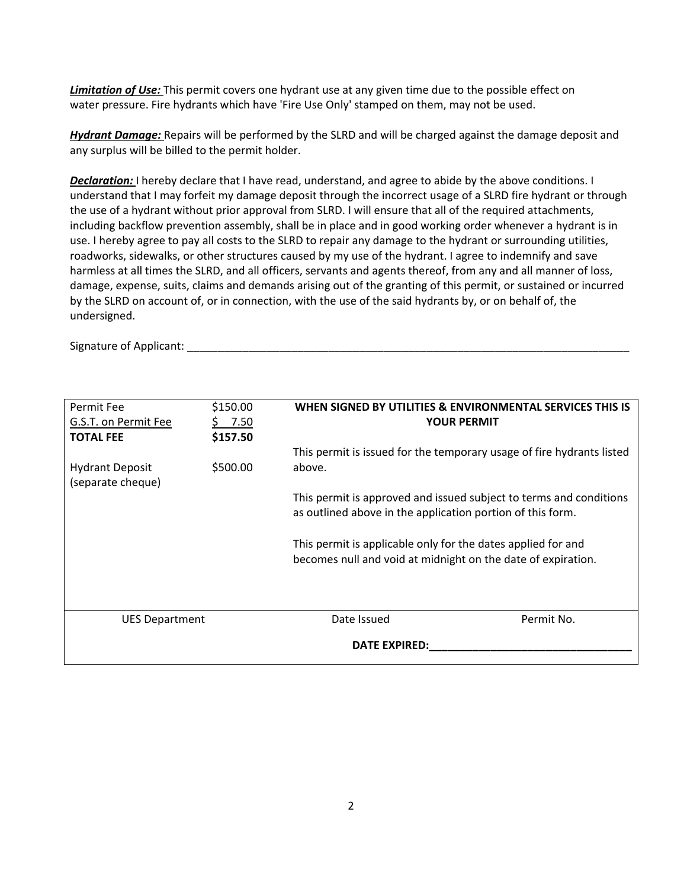***Limitation of Use:*** This permit covers one hydrant use at any given time due to the possible effect on water pressure. Fire hydrants which have 'Fire Use Only' stamped on them, may not be used.

***Hydrant Damage:*** Repairs will be performed by the SLRD and will be charged against the damage deposit and any surplus will be billed to the permit holder.

***Declaration:*** I hereby declare that I have read, understand, and agree to abide by the above conditions. I understand that I may forfeit my damage deposit through the incorrect usage of a SLRD fire hydrant or through the use of a hydrant without prior approval from SLRD. I will ensure that all of the required attachments, including backflow prevention assembly, shall be in place and in good working order whenever a hydrant is in use. I hereby agree to pay all costs to the SLRD to repair any damage to the hydrant or surrounding utilities, roadworks, sidewalks, or other structures caused by my use of the hydrant. I agree to indemnify and save harmless at all times the SLRD, and all officers, servants and agents thereof, from any and all manner of loss, damage, expense, suits, claims and demands arising out of the granting of this permit, or sustained or incurred by the SLRD on account of, or in connection, with the use of the said hydrants by, or on behalf of, the undersigned.

Signature of Applicant: ___________________________________________________________________________

| | | |
|---|---|---|
| Permit Fee | $150.00 | **WHEN SIGNED BY UTILITIES & ENVIRONMENTAL SERVICES THIS IS YOUR PERMIT** |
| G.S.T. on Permit Fee | $ 7.50 | |
| **TOTAL FEE** | **$157.50** | This permit is issued for the temporary usage of fire hydrants listed above. |
| Hydrant Deposit (separate cheque) | $500.00 | This permit is approved and issued subject to terms and conditions as outlined above in the application portion of this form. |
| | | This permit is applicable only for the dates applied for and becomes null and void at midnight on the date of expiration. |
| UES Department | Date Issued | Permit No. |
| | **DATE EXPIRED:**_________________________________ | |